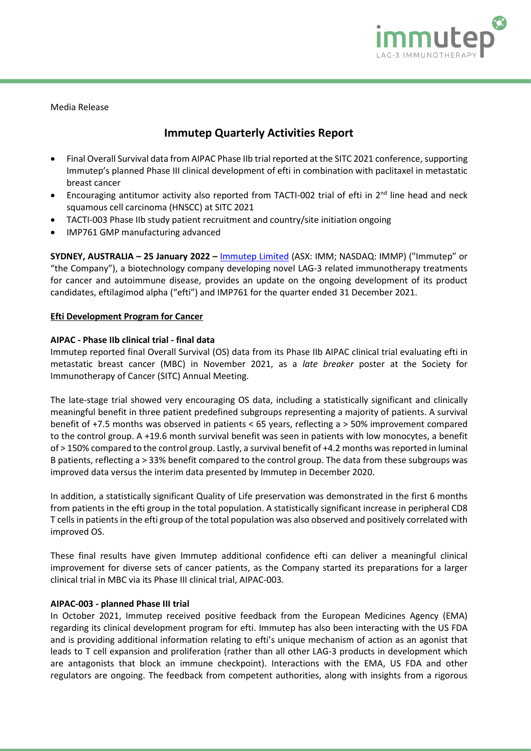Media Release

# Immutep Quarterly Activities Report

- Final Overall Survival data from AIPAC Phase IIb trial reported at the SITC 2021 conference, supporting Immutep's planned Phase III clinical development of efti in combination with paclitaxel in metastatic breast cancer
- Encouraging antitumor activity also reported from TACTI-002 trial of efti in 2nd line head and neck squamous cell carcinoma (HNSCC) at SITC 2021
- TACTI-003 Phase IIb study patient recruitment and country/site initiation ongoing
- IMP761 GMP manufacturing advanced

**SYDNEY, AUSTRALIA – 25 January 2022 –** Immutep Limited (ASX: IMM; NASDAQ: IMMP) ("Immutep" or "the Company"), a biotechnology company developing novel LAG-3 related immunotherapy treatments for cancer and autoimmune disease, provides an update on the ongoing development of its product candidates, eftilagimod alpha ("efti") and IMP761 for the quarter ended 31 December 2021.

## Efti Development Program for Cancer

### AIPAC - Phase IIb clinical trial - final data

Immutep reported final Overall Survival (OS) data from its Phase IIb AIPAC clinical trial evaluating efti in metastatic breast cancer (MBC) in November 2021, as a *late breaker* poster at the Society for Immunotherapy of Cancer (SITC) Annual Meeting.

The late-stage trial showed very encouraging OS data, including a statistically significant and clinically meaningful benefit in three patient predefined subgroups representing a majority of patients. A survival benefit of +7.5 months was observed in patients < 65 years, reflecting a > 50% improvement compared to the control group. A +19.6 month survival benefit was seen in patients with low monocytes, a benefit of > 150% compared to the control group. Lastly, a survival benefit of +4.2 months was reported in luminal B patients, reflecting a > 33% benefit compared to the control group. The data from these subgroups was improved data versus the interim data presented by Immutep in December 2020.

In addition, a statistically significant Quality of Life preservation was demonstrated in the first 6 months from patients in the efti group in the total population. A statistically significant increase in peripheral CD8 T cells in patients in the efti group of the total population was also observed and positively correlated with improved OS.

These final results have given Immutep additional confidence efti can deliver a meaningful clinical improvement for diverse sets of cancer patients, as the Company started its preparations for a larger clinical trial in MBC via its Phase III clinical trial, AIPAC-003.

### AIPAC-003 - planned Phase III trial

In October 2021, Immutep received positive feedback from the European Medicines Agency (EMA) regarding its clinical development program for efti. Immutep has also been interacting with the US FDA and is providing additional information relating to efti's unique mechanism of action as an agonist that leads to T cell expansion and proliferation (rather than all other LAG-3 products in development which are antagonists that block an immune checkpoint). Interactions with the EMA, US FDA and other regulators are ongoing. The feedback from competent authorities, along with insights from a rigorous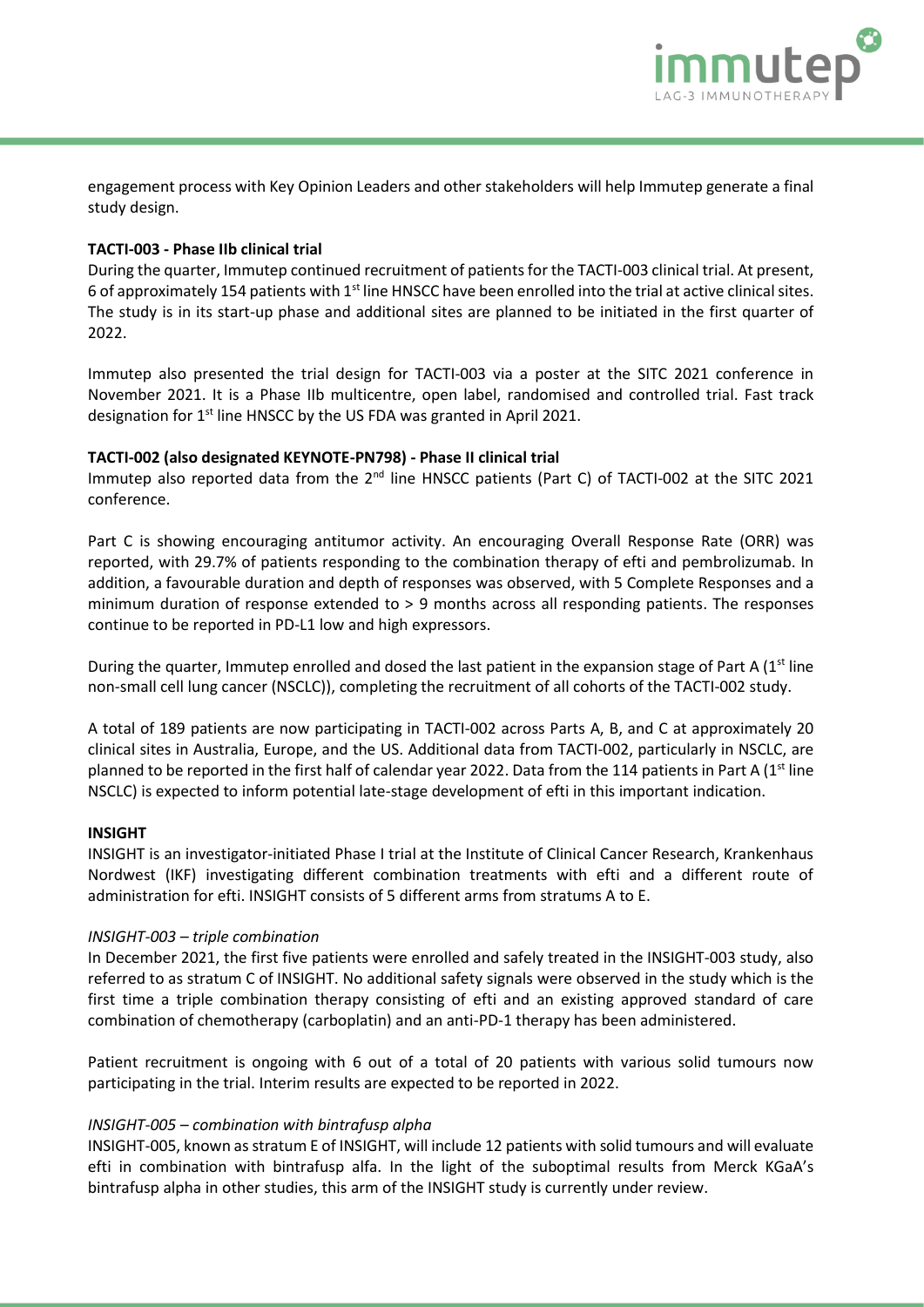engagement process with Key Opinion Leaders and other stakeholders will help Immutep generate a final study design.

**TACTI-003 - Phase IIb clinical trial**

During the quarter, Immutep continued recruitment of patients for the TACTI-003 clinical trial. At present, 6 of approximately 154 patients with 1st line HNSCC have been enrolled into the trial at active clinical sites. The study is in its start-up phase and additional sites are planned to be initiated in the first quarter of 2022.

Immutep also presented the trial design for TACTI-003 via a poster at the SITC 2021 conference in November 2021. It is a Phase IIb multicentre, open label, randomised and controlled trial. Fast track designation for 1st line HNSCC by the US FDA was granted in April 2021.

**TACTI-002 (also designated KEYNOTE-PN798) - Phase II clinical trial**

Immutep also reported data from the 2nd line HNSCC patients (Part C) of TACTI-002 at the SITC 2021 conference.

Part C is showing encouraging antitumor activity. An encouraging Overall Response Rate (ORR) was reported, with 29.7% of patients responding to the combination therapy of efti and pembrolizumab. In addition, a favourable duration and depth of responses was observed, with 5 Complete Responses and a minimum duration of response extended to > 9 months across all responding patients. The responses continue to be reported in PD-L1 low and high expressors.

During the quarter, Immutep enrolled and dosed the last patient in the expansion stage of Part A (1st line non-small cell lung cancer (NSCLC)), completing the recruitment of all cohorts of the TACTI-002 study.

A total of 189 patients are now participating in TACTI-002 across Parts A, B, and C at approximately 20 clinical sites in Australia, Europe, and the US. Additional data from TACTI-002, particularly in NSCLC, are planned to be reported in the first half of calendar year 2022. Data from the 114 patients in Part A (1st line NSCLC) is expected to inform potential late-stage development of efti in this important indication.

**INSIGHT**

INSIGHT is an investigator-initiated Phase I trial at the Institute of Clinical Cancer Research, Krankenhaus Nordwest (IKF) investigating different combination treatments with efti and a different route of administration for efti. INSIGHT consists of 5 different arms from stratums A to E.

*INSIGHT-003 – triple combination*

In December 2021, the first five patients were enrolled and safely treated in the INSIGHT-003 study, also referred to as stratum C of INSIGHT. No additional safety signals were observed in the study which is the first time a triple combination therapy consisting of efti and an existing approved standard of care combination of chemotherapy (carboplatin) and an anti-PD-1 therapy has been administered.

Patient recruitment is ongoing with 6 out of a total of 20 patients with various solid tumours now participating in the trial. Interim results are expected to be reported in 2022.

*INSIGHT-005 – combination with bintrafusp alpha*

INSIGHT-005, known as stratum E of INSIGHT, will include 12 patients with solid tumours and will evaluate efti in combination with bintrafusp alfa. In the light of the suboptimal results from Merck KGaA's bintrafusp alpha in other studies, this arm of the INSIGHT study is currently under review.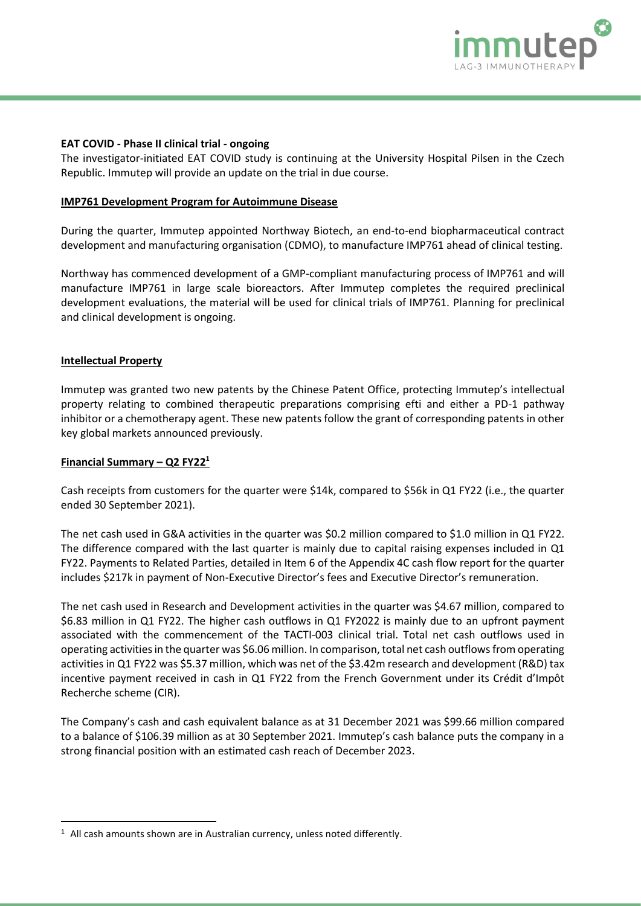**EAT COVID - Phase II clinical trial - ongoing**

The investigator-initiated EAT COVID study is continuing at the University Hospital Pilsen in the Czech Republic. Immutep will provide an update on the trial in due course.

**IMP761 Development Program for Autoimmune Disease**

During the quarter, Immutep appointed Northway Biotech, an end-to-end biopharmaceutical contract development and manufacturing organisation (CDMO), to manufacture IMP761 ahead of clinical testing.

Northway has commenced development of a GMP-compliant manufacturing process of IMP761 and will manufacture IMP761 in large scale bioreactors. After Immutep completes the required preclinical development evaluations, the material will be used for clinical trials of IMP761. Planning for preclinical and clinical development is ongoing.

**Intellectual Property**

Immutep was granted two new patents by the Chinese Patent Office, protecting Immutep's intellectual property relating to combined therapeutic preparations comprising efti and either a PD-1 pathway inhibitor or a chemotherapy agent. These new patents follow the grant of corresponding patents in other key global markets announced previously.

**Financial Summary – Q2 FY22[1]**

Cash receipts from customers for the quarter were $14k, compared to $56k in Q1 FY22 (i.e., the quarter ended 30 September 2021).

The net cash used in G&A activities in the quarter was $0.2 million compared to $1.0 million in Q1 FY22. The difference compared with the last quarter is mainly due to capital raising expenses included in Q1 FY22. Payments to Related Parties, detailed in Item 6 of the Appendix 4C cash flow report for the quarter includes $217k in payment of Non-Executive Director's fees and Executive Director's remuneration.

The net cash used in Research and Development activities in the quarter was $4.67 million, compared to $6.83 million in Q1 FY22. The higher cash outflows in Q1 FY2022 is mainly due to an upfront payment associated with the commencement of the TACTI-003 clinical trial. Total net cash outflows used in operating activities in the quarter was $6.06 million. In comparison, total net cash outflows from operating activities in Q1 FY22 was $5.37 million, which was net of the $3.42m research and development (R&D) tax incentive payment received in cash in Q1 FY22 from the French Government under its Crédit d'Impôt Recherche scheme (CIR).

The Company's cash and cash equivalent balance as at 31 December 2021 was $99.66 million compared to a balance of $106.39 million as at 30 September 2021. Immutep's cash balance puts the company in a strong financial position with an estimated cash reach of December 2023.

[1] All cash amounts shown are in Australian currency, unless noted differently.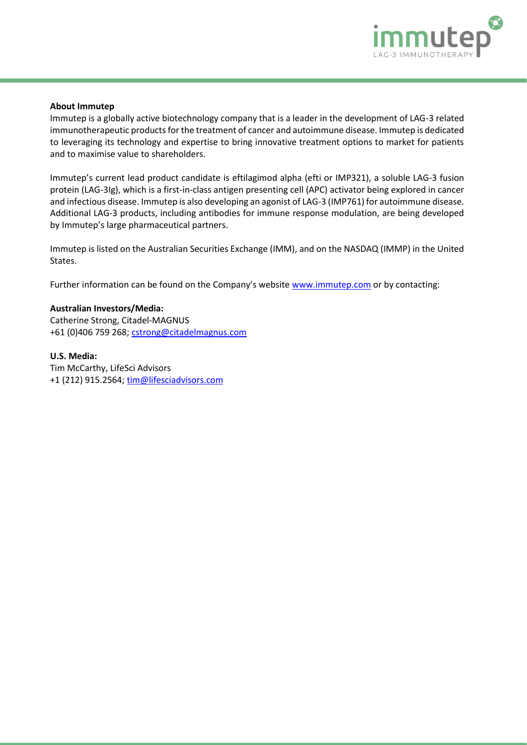**About Immutep**

Immutep is a globally active biotechnology company that is a leader in the development of LAG-3 related immunotherapeutic products for the treatment of cancer and autoimmune disease. Immutep is dedicated to leveraging its technology and expertise to bring innovative treatment options to market for patients and to maximise value to shareholders.

Immutep's current lead product candidate is eftilagimod alpha (efti or IMP321), a soluble LAG-3 fusion protein (LAG-3Ig), which is a first-in-class antigen presenting cell (APC) activator being explored in cancer and infectious disease. Immutep is also developing an agonist of LAG-3 (IMP761) for autoimmune disease. Additional LAG-3 products, including antibodies for immune response modulation, are being developed by Immutep's large pharmaceutical partners.

Immutep is listed on the Australian Securities Exchange (IMM), and on the NASDAQ (IMMP) in the United States.

Further information can be found on the Company's website www.immutep.com or by contacting:

**Australian Investors/Media:**
Catherine Strong, Citadel-MAGNUS
+61 (0)406 759 268; cstrong@citadelmagnus.com

**U.S. Media:**
Tim McCarthy, LifeSci Advisors
+1 (212) 915.2564; tim@lifesciadvisors.com